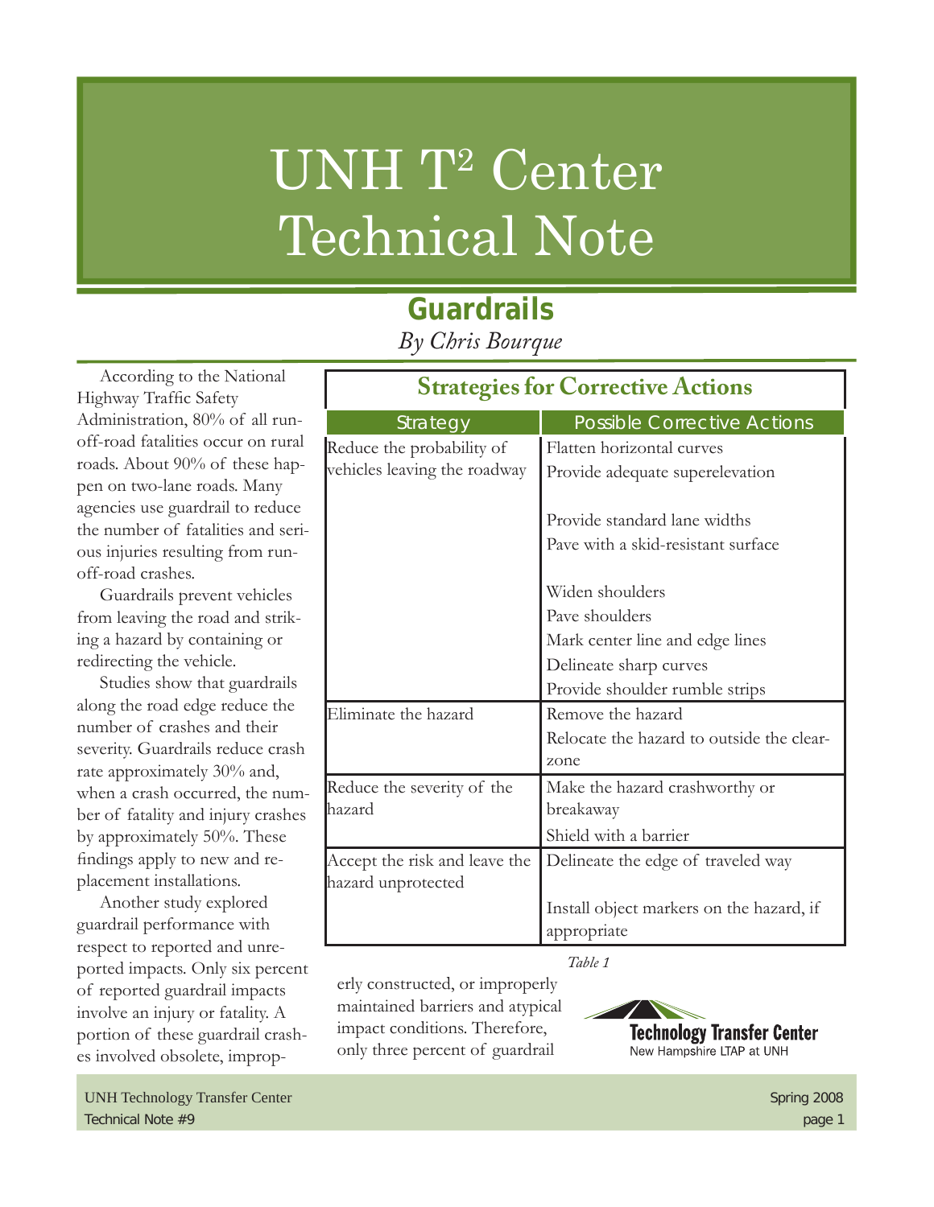# UNH T² Center Technical Note

## Guardrails

*By Chris Bourque*

According to the National Highway Traffic Safety Administration, 80% of all run-off-road fatalities occur on rural roads. About 90% of these happen on two-lane roads. Many agencies use guardrail to reduce the number of fatalities and serious injuries resulting from run-off-road crashes.

Guardrails prevent vehicles from leaving the road and striking a hazard by containing or redirecting the vehicle.

Studies show that guardrails along the road edge reduce the number of crashes and their severity. Guardrails reduce crash rate approximately 30% and, when a crash occurred, the number of fatality and injury crashes by approximately 50%. These findings apply to new and replacement installations.

Another study explored guardrail performance with respect to reported and unreported impacts. Only six percent of reported guardrail impacts involve an injury or fatality. A portion of these guardrail crashes involved obsolete, improperly constructed, or improperly maintained barriers and atypical impact conditions. Therefore, only three percent of guardrail

**Strategies for Corrective Actions**

| Strategy | Possible Corrective Actions |
|---|---|
| Reduce the probability of vehicles leaving the roadway | Flatten horizontal curves<br>Provide adequate superelevation<br><br>Provide standard lane widths<br>Pave with a skid-resistant surface<br><br>Widen shoulders<br>Pave shoulders<br>Mark center line and edge lines<br>Delineate sharp curves<br>Provide shoulder rumble strips |
| Eliminate the hazard | Remove the hazard<br>Relocate the hazard to outside the clear-zone |
| Reduce the severity of the hazard | Make the hazard crashworthy or breakaway<br>Shield with a barrier |
| Accept the risk and leave the hazard unprotected | Delineate the edge of traveled way<br><br>Install object markers on the hazard, if appropriate |

*Table 1*

**Technology Transfer Center**
New Hampshire LTAP at UNH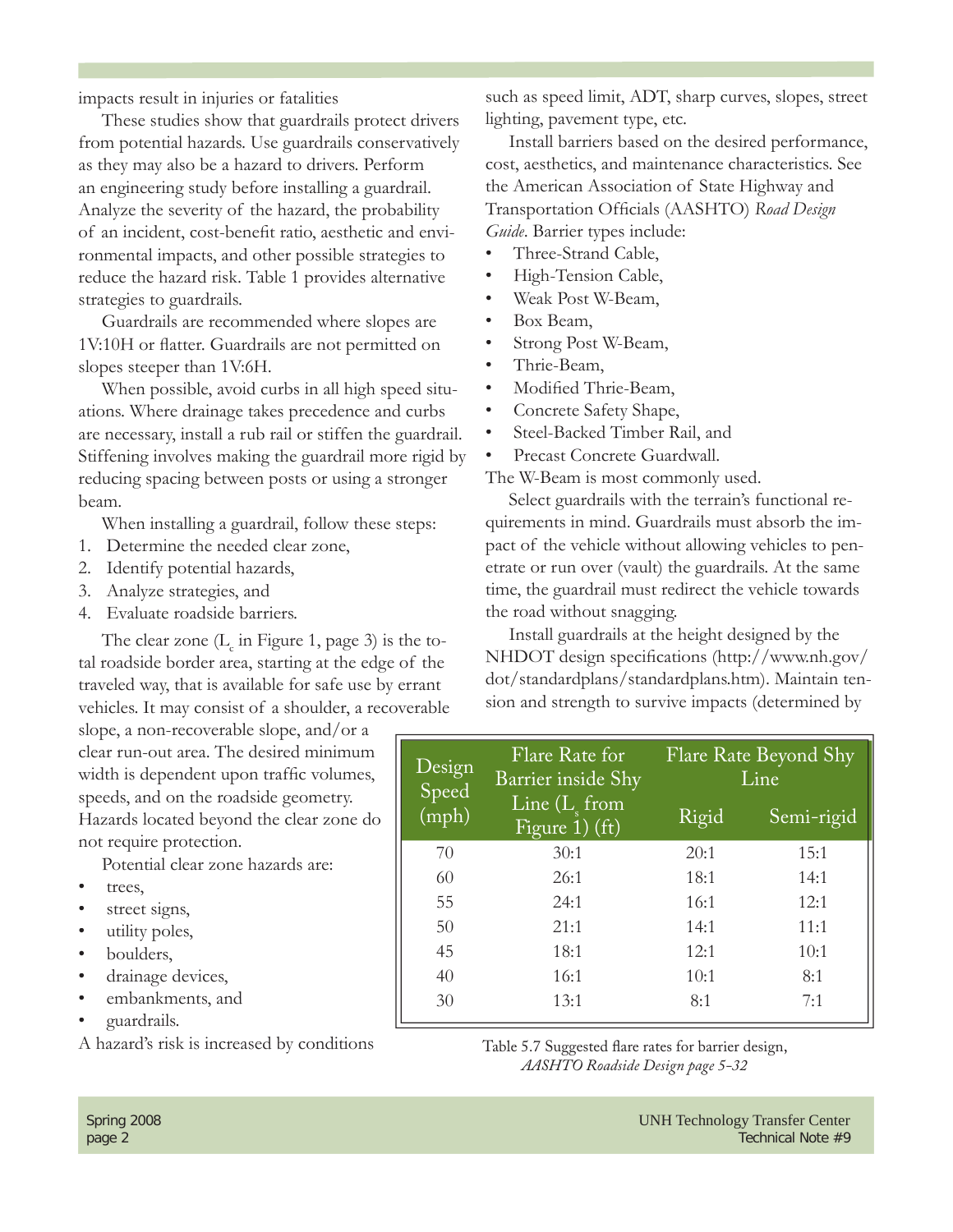impacts result in injuries or fatalities

These studies show that guardrails protect drivers from potential hazards. Use guardrails conservatively as they may also be a hazard to drivers. Perform an engineering study before installing a guardrail. Analyze the severity of the hazard, the probability of an incident, cost-benefit ratio, aesthetic and environmental impacts, and other possible strategies to reduce the hazard risk. Table 1 provides alternative strategies to guardrails.

Guardrails are recommended where slopes are 1V:10H or flatter. Guardrails are not permitted on slopes steeper than 1V:6H.

When possible, avoid curbs in all high speed situations. Where drainage takes precedence and curbs are necessary, install a rub rail or stiffen the guardrail. Stiffening involves making the guardrail more rigid by reducing spacing between posts or using a stronger beam.

When installing a guardrail, follow these steps:

1. Determine the needed clear zone,
2. Identify potential hazards,
3. Analyze strategies, and
4. Evaluate roadside barriers.

The clear zone ($L_c$ in Figure 1, page 3) is the total roadside border area, starting at the edge of the traveled way, that is available for safe use by errant vehicles. It may consist of a shoulder, a recoverable slope, a non-recoverable slope, and/or a clear run-out area. The desired minimum width is dependent upon traffic volumes, speeds, and on the roadside geometry. Hazards located beyond the clear zone do not require protection.

Potential clear zone hazards are:

- trees,
- street signs,
- utility poles,
- boulders,
- drainage devices,
- embankments, and
- guardrails.

A hazard's risk is increased by conditions such as speed limit, ADT, sharp curves, slopes, street lighting, pavement type, etc.

Install barriers based on the desired performance, cost, aesthetics, and maintenance characteristics. See the American Association of State Highway and Transportation Officials (AASHTO) *Road Design Guide*. Barrier types include:

- Three-Strand Cable,
- High-Tension Cable,
- Weak Post W-Beam,
- Box Beam,
- Strong Post W-Beam,
- Thrie-Beam,
- Modified Thrie-Beam,
- Concrete Safety Shape,
- Steel-Backed Timber Rail, and
- Precast Concrete Guardwall.

The W-Beam is most commonly used.

Select guardrails with the terrain's functional requirements in mind. Guardrails must absorb the impact of the vehicle without allowing vehicles to penetrate or run over (vault) the guardrails. At the same time, the guardrail must redirect the vehicle towards the road without snagging.

Install guardrails at the height designed by the NHDOT design specifications (http://www.nh.gov/dot/standardplans/standardplans.htm). Maintain tension and strength to survive impacts (determined by

| Design Speed (mph) | Flare Rate for Barrier inside Shy Line ($L_s$ from Figure 1) (ft) | Flare Rate Beyond Shy Line | |
|---|---|---|---|
| | | Rigid | Semi-rigid |
| 70 | 30:1 | 20:1 | 15:1 |
| 60 | 26:1 | 18:1 | 14:1 |
| 55 | 24:1 | 16:1 | 12:1 |
| 50 | 21:1 | 14:1 | 11:1 |
| 45 | 18:1 | 12:1 | 10:1 |
| 40 | 16:1 | 10:1 | 8:1 |
| 30 | 13:1 | 8:1 | 7:1 |

Table 5.7 Suggested flare rates for barrier design, *AASHTO Roadside Design page 5-32*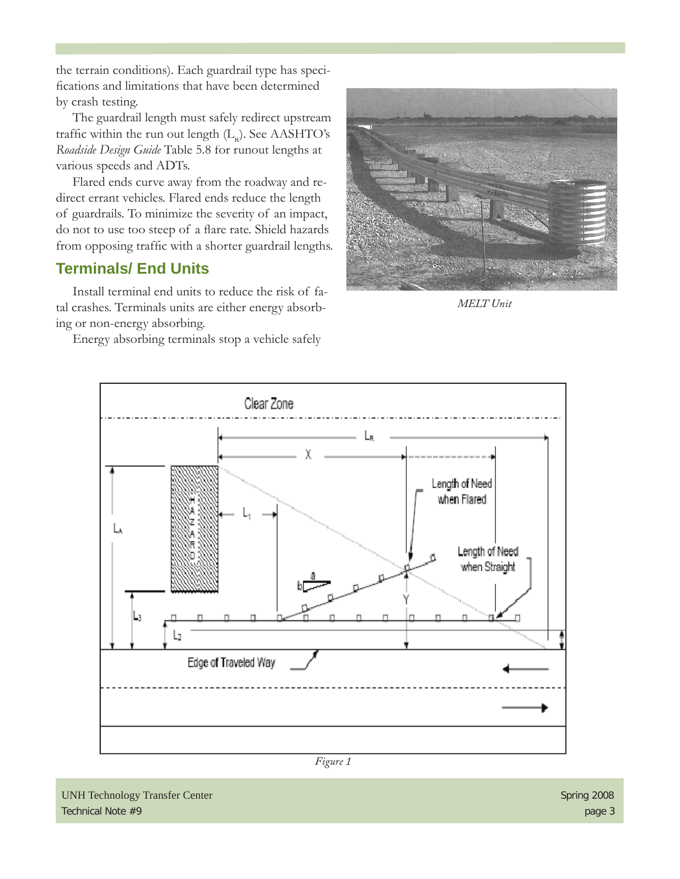the terrain conditions). Each guardrail type has specifications and limitations that have been determined by crash testing.

The guardrail length must safely redirect upstream traffic within the run out length ($L_R$). See AASHTO's *Roadside Design Guide* Table 5.8 for runout lengths at various speeds and ADTs.

Flared ends curve away from the roadway and redirect errant vehicles. Flared ends reduce the length of guardrails. To minimize the severity of an impact, do not to use too steep of a flare rate. Shield hazards from opposing traffic with a shorter guardrail lengths.

## Terminals/ End Units

Install terminal end units to reduce the risk of fatal crashes. Terminals units are either energy absorbing or non-energy absorbing.

Energy absorbing terminals stop a vehicle safely

*MELT Unit*

*Figure 1*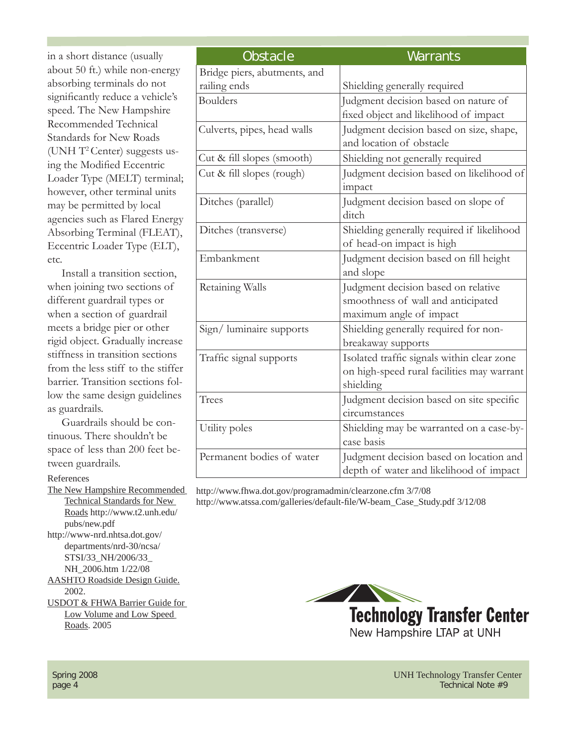in a short distance (usually about 50 ft.) while non-energy absorbing terminals do not significantly reduce a vehicle's speed. The New Hampshire Recommended Technical Standards for New Roads (UNH T[2] Center) suggests using the Modified Eccentric Loader Type (MELT) terminal; however, other terminal units may be permitted by local agencies such as Flared Energy Absorbing Terminal (FLEAT), Eccentric Loader Type (ELT), etc.

Install a transition section, when joining two sections of different guardrail types or when a section of guardrail meets a bridge pier or other rigid object. Gradually increase stiffness in transition sections from the less stiff to the stiffer barrier. Transition sections follow the same design guidelines as guardrails.

Guardrails should be continuous. There shouldn't be space of less than 200 feet between guardrails.

References

The New Hampshire Recommended Technical Standards for New Roads http://www.t2.unh.edu/pubs/new.pdf

http://www-nrd.nhtsa.dot.gov/departments/nrd-30/ncsa/STSI/33_NH/2006/33_NH_2006.htm 1/22/08

AASHTO Roadside Design Guide. 2002.

USDOT & FHWA Barrier Guide for Low Volume and Low Speed Roads. 2005

| Obstacle | Warrants |
|---|---|
| Bridge piers, abutments, and railing ends | Shielding generally required |
| Boulders | Judgment decision based on nature of fixed object and likelihood of impact |
| Culverts, pipes, head walls | Judgment decision based on size, shape, and location of obstacle |
| Cut & fill slopes (smooth) | Shielding not generally required |
| Cut & fill slopes (rough) | Judgment decision based on likelihood of impact |
| Ditches (parallel) | Judgment decision based on slope of ditch |
| Ditches (transverse) | Shielding generally required if likelihood of head-on impact is high |
| Embankment | Judgment decision based on fill height and slope |
| Retaining Walls | Judgment decision based on relative smoothness of wall and anticipated maximum angle of impact |
| Sign/ luminaire supports | Shielding generally required for non-breakaway supports |
| Traffic signal supports | Isolated traffic signals within clear zone on high-speed rural facilities may warrant shielding |
| Trees | Judgment decision based on site specific circumstances |
| Utility poles | Shielding may be warranted on a case-by-case basis |
| Permanent bodies of water | Judgment decision based on location and depth of water and likelihood of impact |

http://www.fhwa.dot.gov/programadmin/clearzone.cfm 3/7/08
http://www.atssa.com/galleries/default-file/W-beam_Case_Study.pdf 3/12/08

**Technology Transfer Center**
New Hampshire LTAP at UNH